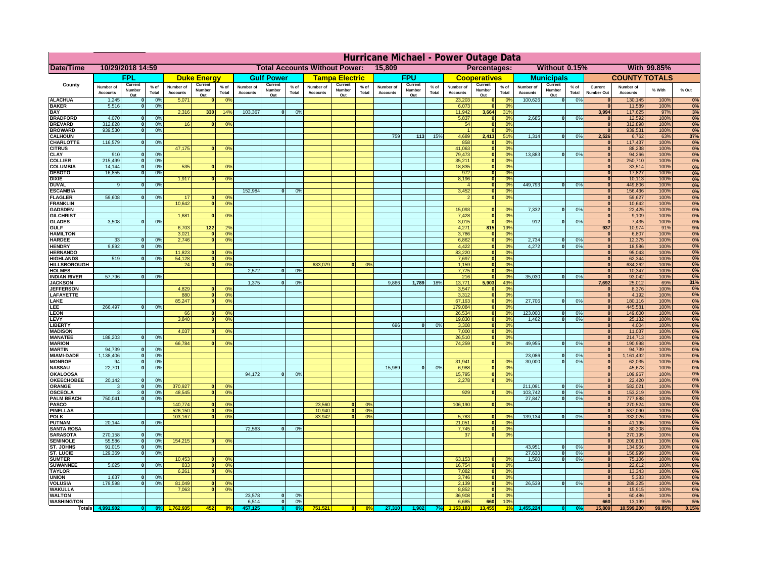# Hurricane Michael - Power Outage Data

| Date/Time | 10/29/2018 14:59 | | | | | | Total Accounts Without Power: | | | 15,809 | | | | | | Percentages: | | | Without 0.15% | | | With 99.85% | | | |
|---|---|---|---|---|---|---|---|---|---|---|---|---|---|---|---|---|---|---|---|---|---|---|---|---|---|
| County | FPL | | | Duke Energy | | | Gulf Power | | | Tampa Electric | | | FPU | | | Cooperatives | | | Municipals | | | COUNTY TOTALS | | | |
| | Number of Accounts | Current Number Out | % of Total | Number of Accounts | Current Number Out | % of Total | Number of Accounts | Current Number Out | % of Total | Number of Accounts | Current Number Out | % of Total | Number of Accounts | Current Number Out | % of Total | Number of Accounts | Current Number Out | % of Total | Number of Accounts | Current Number Out | % of Total | Current Number Out | Number of Accounts | % With | % Out |
| ALACHUA | 1,245 | 0 | 0% | 5,071 | 0 | 0% | | | | | | | | | | 23,203 | 0 | 0% | 100,626 | 0 | 0% | 0 | 130,145 | 100% | 0% |
| BAKER | 5,516 | 0 | 0% | | | | | | | | | | | | | 6,073 | 0 | 0% | | | | 0 | 11,589 | 100% | 0% |
| BAY | | | | 2,316 | 330 | 14% | 103,367 | 0 | 0% | | | | | | | 11,942 | 3,664 | 31% | | | | 3,994 | 117,625 | 97% | 3% |
| BRADFORD | 4,070 | 0 | 0% | | | | | | | | | | | | | 5,837 | 0 | 0% | 2,685 | 0 | 0% | 0 | 12,592 | 100% | 0% |
| BREVARD | 312,828 | 0 | 0% | 16 | 0 | 0% | | | | | | | | | | 54 | 0 | 0% | | | | 0 | 312,898 | 100% | 0% |
| BROWARD | 939,530 | 0 | 0% | | | | | | | | | | | | | 1 | 0 | 0% | | | | 0 | 939,531 | 100% | 0% |
| CALHOUN | | | | | | | | | | | | | 759 | 113 | 15% | 4,689 | 2,413 | 51% | 1,314 | 0 | 0% | 2,526 | 6,762 | 63% | 37% |
| CHARLOTTE | 116,579 | 0 | 0% | | | | | | | | | | | | | 858 | 0 | 0% | | | | 0 | 117,437 | 100% | 0% |
| CITRUS | | | | 47,175 | 0 | 0% | | | | | | | | | | 41,063 | 0 | 0% | | | | 0 | 88,238 | 100% | 0% |
| CLAY | 910 | 0 | 0% | | | | | | | | | | | | | 79,473 | 0 | 0% | 13,883 | 0 | 0% | 0 | 94,266 | 100% | 0% |
| COLLIER | 215,499 | 0 | 0% | | | | | | | | | | | | | 35,211 | 0 | 0% | | | | 0 | 250,710 | 100% | 0% |
| COLUMBIA | 14,144 | 0 | 0% | 535 | 0 | 0% | | | | | | | | | | 18,835 | 0 | 0% | | | | 0 | 33,514 | 100% | 0% |
| DESOTO | 16,855 | 0 | 0% | | | | | | | | | | | | | 972 | 0 | 0% | | | | 0 | 17,827 | 100% | 0% |
| DIXIE | | | | 1,917 | 0 | 0% | | | | | | | | | | 8,196 | 0 | 0% | | | | 0 | 10,113 | 100% | 0% |
| DUVAL | 9 | 0 | 0% | | | | | | | | | | | | | 4 | 0 | 0% | 449,793 | 0 | 0% | 0 | 449,806 | 100% | 0% |
| ESCAMBIA | | | | | | | 152,984 | 0 | 0% | | | | | | | 3,452 | 0 | 0% | | | | 0 | 156,436 | 100% | 0% |
| FLAGLER | 59,608 | 0 | 0% | 17 | 0 | 0% | | | | | | | | | | 2 | 0 | 0% | | | | 0 | 59,627 | 100% | 0% |
| FRANKLIN | | | | 10,642 | 0 | 0% | | | | | | | | | | | | | | | | 0 | 10,642 | 100% | 0% |
| GADSDEN | | | | | | | | | | | | | | | | 15,093 | 0 | 0% | 7,332 | 0 | 0% | 0 | 22,425 | 100% | 0% |
| GILCHRIST | | | | 1,681 | 0 | 0% | | | | | | | | | | 7,428 | 0 | 0% | | | | 0 | 9,109 | 100% | 0% |
| GLADES | 3,508 | 0 | 0% | | | | | | | | | | | | | 3,015 | 0 | 0% | 912 | 0 | 0% | 0 | 7,435 | 100% | 0% |
| GULF | | | | 6,703 | 122 | 2% | | | | | | | | | | 4,271 | 815 | 19% | | | | 937 | 10,974 | 91% | 9% |
| HAMILTON | | | | 3,021 | 0 | 0% | | | | | | | | | | 3,786 | 0 | 0% | | | | 0 | 6,807 | 100% | 0% |
| HARDEE | 33 | 0 | 0% | 2,746 | 0 | 0% | | | | | | | | | | 6,862 | 0 | 0% | 2,734 | 0 | 0% | 0 | 12,375 | 100% | 0% |
| HENDRY | 9,892 | 0 | 0% | | | | | | | | | | | | | 4,422 | 0 | 0% | 4,272 | 0 | 0% | 0 | 18,586 | 100% | 0% |
| HERNANDO | | | | 11,823 | 0 | 0% | | | | | | | | | | 83,220 | 0 | 0% | | | | 0 | 95,043 | 100% | 0% |
| HIGHLANDS | 519 | 0 | 0% | 54,128 | 0 | 0% | | | | | | | | | | 7,697 | 0 | 0% | | | | 0 | 62,344 | 100% | 0% |
| HILLSBOROUGH | | | | 24 | 0 | 0% | | | | 633,079 | 0 | 0% | | | | 1,159 | 0 | 0% | | | | 0 | 634,262 | 100% | 0% |
| HOLMES | | | | | | | 2,572 | 0 | 0% | | | | | | | 7,775 | 0 | 0% | | | | 0 | 10,347 | 100% | 0% |
| INDIAN RIVER | 57,796 | 0 | 0% | | | | | | | | | | | | | 216 | 0 | 0% | 35,030 | 0 | 0% | 0 | 93,042 | 100% | 0% |
| JACKSON | | | | | | | 1,375 | 0 | 0% | | | | 9,866 | 1,789 | 18% | 13,771 | 5,903 | 43% | | | | 7,692 | 25,012 | 69% | 31% |
| JEFFERSON | | | | 4,829 | 0 | 0% | | | | | | | | | | 3,547 | 0 | 0% | | | | 0 | 8,376 | 100% | 0% |
| LAFAYETTE | | | | 880 | 0 | 0% | | | | | | | | | | 3,312 | 0 | 0% | | | | 0 | 4,192 | 100% | 0% |
| LAKE | | | | 85,247 | 0 | 0% | | | | | | | | | | 67,163 | 0 | 0% | 27,706 | 0 | 0% | 0 | 180,116 | 100% | 0% |
| LEE | 266,497 | 0 | 0% | | | | | | | | | | | | | 179,084 | 0 | 0% | | | | 0 | 445,581 | 100% | 0% |
| LEON | | | | 66 | 0 | 0% | | | | | | | | | | 26,534 | 0 | 0% | 123,000 | 0 | 0% | 0 | 149,600 | 100% | 0% |
| LEVY | | | | 3,840 | 0 | 0% | | | | | | | | | | 19,830 | 0 | 0% | 1,462 | 0 | 0% | 0 | 25,132 | 100% | 0% |
| LIBERTY | | | | | | | | | | | | | 696 | 0 | 0% | 3,308 | 0 | 0% | | | | 0 | 4,004 | 100% | 0% |
| MADISON | | | | 4,037 | 0 | 0% | | | | | | | | | | 7,000 | 0 | 0% | | | | 0 | 11,037 | 100% | 0% |
| MANATEE | 188,203 | 0 | 0% | | | | | | | | | | | | | 26,510 | 0 | 0% | | | | 0 | 214,713 | 100% | 0% |
| MARION | | | | 66,784 | 0 | 0% | | | | | | | | | | 74,259 | 0 | 0% | 49,955 | 0 | 0% | 0 | 190,998 | 100% | 0% |
| MARTIN | 94,739 | 0 | 0% | | | | | | | | | | | | | | | | | | | 0 | 94,739 | 100% | 0% |
| MIAMI-DADE | 1,138,406 | 0 | 0% | | | | | | | | | | | | | | | | 23,086 | 0 | 0% | 0 | 1,161,492 | 100% | 0% |
| MONROE | 94 | 0 | 0% | | | | | | | | | | | | | 31,941 | 0 | 0% | 30,000 | 0 | 0% | 0 | 62,035 | 100% | 0% |
| NASSAU | 22,701 | 0 | 0% | | | | | | | | | | 15,989 | 0 | 0% | 6,988 | 0 | 0% | | | | 0 | 45,678 | 100% | 0% |
| OKALOOSA | | | | | | | 94,172 | 0 | 0% | | | | | | | 15,795 | 0 | 0% | | | | 0 | 109,967 | 100% | 0% |
| OKEECHOBEE | 20,142 | 0 | 0% | | | | | | | | | | | | | 2,278 | 0 | 0% | | | | 0 | 22,420 | 100% | 0% |
| ORANGE | 3 | 0 | 0% | 370,927 | 0 | 0% | | | | | | | | | | | | | 211,091 | 0 | 0% | 0 | 582,021 | 100% | 0% |
| OSCEOLA | 3 | 0 | 0% | 48,545 | 0 | 0% | | | | | | | | | | 929 | 0 | 0% | 103,742 | 0 | 0% | 0 | 153,219 | 100% | 0% |
| PALM BEACH | 750,041 | 0 | 0% | | | | | | | | | | | | | | | | 27,847 | 0 | 0% | 0 | 777,888 | 100% | 0% |
| PASCO | | | | 140,774 | 0 | 0% | | | | 23,560 | 0 | 0% | | | | 106,190 | 0 | 0% | | | | 0 | 270,524 | 100% | 0% |
| PINELLAS | | | | 526,150 | 0 | 0% | | | | 10,940 | 0 | 0% | | | | | | | | | | 0 | 537,090 | 100% | 0% |
| POLK | | | | 103,167 | 0 | 0% | | | | 83,942 | 0 | 0% | | | | 5,783 | 0 | 0% | 139,134 | 0 | 0% | 0 | 332,026 | 100% | 0% |
| PUTNAM | 20,144 | 0 | 0% | | | | | | | | | | | | | 21,051 | 0 | 0% | | | | 0 | 41,195 | 100% | 0% |
| SANTA ROSA | | | | | | | 72,563 | 0 | 0% | | | | | | | 7,745 | 0 | 0% | | | | 0 | 80,308 | 100% | 0% |
| SARASOTA | 270,158 | 0 | 0% | | | | | | | | | | | | | 37 | 0 | 0% | | | | 0 | 270,195 | 100% | 0% |
| SEMINOLE | 55,586 | 0 | 0% | 154,215 | 0 | 0% | | | | | | | | | | | | | | | | 0 | 209,801 | 100% | 0% |
| ST. JOHNS | 91,015 | 0 | 0% | | | | | | | | | | | | | | | | 43,951 | 0 | 0% | 0 | 134,966 | 100% | 0% |
| ST. LUCIE | 129,369 | 0 | 0% | | | | | | | | | | | | | | | | 27,630 | 0 | 0% | 0 | 156,999 | 100% | 0% |
| SUMTER | | | | 10,453 | 0 | 0% | | | | | | | | | | 63,153 | 0 | 0% | 1,500 | 0 | 0% | 0 | 75,106 | 100% | 0% |
| SUWANNEE | 5,025 | 0 | 0% | 833 | 0 | 0% | | | | | | | | | | 16,754 | 0 | 0% | | | | 0 | 22,612 | 100% | 0% |
| TAYLOR | | | | 6,261 | 0 | 0% | | | | | | | | | | 7,082 | 0 | 0% | | | | 0 | 13,343 | 100% | 0% |
| UNION | 1,637 | 0 | 0% | | | | | | | | | | | | | 3,746 | 0 | 0% | | | | 0 | 5,383 | 100% | 0% |
| VOLUSIA | 179,598 | 0 | 0% | 81,049 | 0 | 0% | | | | | | | | | | 2,139 | 0 | 0% | 26,539 | 0 | 0% | 0 | 289,325 | 100% | 0% |
| WAKULLA | | | | 7,063 | 0 | 0% | | | | | | | | | | 8,852 | 0 | 0% | | | | 0 | 15,915 | 100% | 0% |
| WALTON | | | | | | | 23,578 | 0 | 0% | | | | | | | 36,908 | 0 | 0% | | | | 0 | 60,486 | 100% | 0% |
| WASHINGTON | | | | | | | 6,514 | 0 | 0% | | | | | | | 6,685 | 660 | 10% | | | | 660 | 13,199 | 95% | 5% |
| Totals | 4,991,902 | 0 | 0% | 1,762,935 | 452 | 0% | 457,125 | 0 | 0% | 751,521 | 0 | 0% | 27,310 | 1,902 | 7% | 1,153,183 | 13,455 | 1% | 1,455,224 | 0 | 0% | 15,809 | 10,599,200 | 99.85% | 0.15% |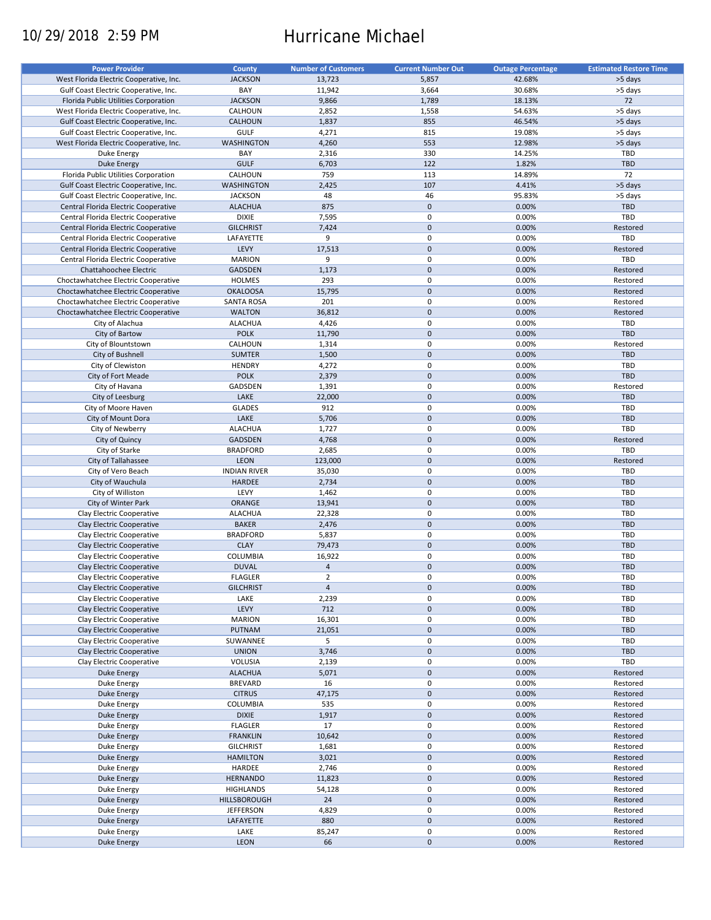# Hurricane Michael

10/29/2018 2:59 PM

| Power Provider | County | Number of Customers | Current Number Out | Outage Percentage | Estimated Restore Time |
|---|---|---|---|---|---|
| West Florida Electric Cooperative, Inc. | JACKSON | 13,723 | 5,857 | 42.68% | >5 days |
| Gulf Coast Electric Cooperative, Inc. | BAY | 11,942 | 3,664 | 30.68% | >5 days |
| Florida Public Utilities Corporation | JACKSON | 9,866 | 1,789 | 18.13% | 72 |
| West Florida Electric Cooperative, Inc. | CALHOUN | 2,852 | 1,558 | 54.63% | >5 days |
| Gulf Coast Electric Cooperative, Inc. | CALHOUN | 1,837 | 855 | 46.54% | >5 days |
| Gulf Coast Electric Cooperative, Inc. | GULF | 4,271 | 815 | 19.08% | >5 days |
| West Florida Electric Cooperative, Inc. | WASHINGTON | 4,260 | 553 | 12.98% | >5 days |
| Duke Energy | BAY | 2,316 | 330 | 14.25% | TBD |
| Duke Energy | GULF | 6,703 | 122 | 1.82% | TBD |
| Florida Public Utilities Corporation | CALHOUN | 759 | 113 | 14.89% | 72 |
| Gulf Coast Electric Cooperative, Inc. | WASHINGTON | 2,425 | 107 | 4.41% | >5 days |
| Gulf Coast Electric Cooperative, Inc. | JACKSON | 48 | 46 | 95.83% | >5 days |
| Central Florida Electric Cooperative | ALACHUA | 875 | 0 | 0.00% | TBD |
| Central Florida Electric Cooperative | DIXIE | 7,595 | 0 | 0.00% | TBD |
| Central Florida Electric Cooperative | GILCHRIST | 7,424 | 0 | 0.00% | Restored |
| Central Florida Electric Cooperative | LAFAYETTE | 9 | 0 | 0.00% | TBD |
| Central Florida Electric Cooperative | LEVY | 17,513 | 0 | 0.00% | Restored |
| Central Florida Electric Cooperative | MARION | 9 | 0 | 0.00% | TBD |
| Chattahoochee Electric | GADSDEN | 1,173 | 0 | 0.00% | Restored |
| Choctawhatchee Electric Cooperative | HOLMES | 293 | 0 | 0.00% | Restored |
| Choctawhatchee Electric Cooperative | OKALOOSA | 15,795 | 0 | 0.00% | Restored |
| Choctawhatchee Electric Cooperative | SANTA ROSA | 201 | 0 | 0.00% | Restored |
| Choctawhatchee Electric Cooperative | WALTON | 36,812 | 0 | 0.00% | Restored |
| City of Alachua | ALACHUA | 4,426 | 0 | 0.00% | TBD |
| City of Bartow | POLK | 11,790 | 0 | 0.00% | TBD |
| City of Blountstown | CALHOUN | 1,314 | 0 | 0.00% | Restored |
| City of Bushnell | SUMTER | 1,500 | 0 | 0.00% | TBD |
| City of Clewiston | HENDRY | 4,272 | 0 | 0.00% | TBD |
| City of Fort Meade | POLK | 2,379 | 0 | 0.00% | TBD |
| City of Havana | GADSDEN | 1,391 | 0 | 0.00% | Restored |
| City of Leesburg | LAKE | 22,000 | 0 | 0.00% | TBD |
| City of Moore Haven | GLADES | 912 | 0 | 0.00% | TBD |
| City of Mount Dora | LAKE | 5,706 | 0 | 0.00% | TBD |
| City of Newberry | ALACHUA | 1,727 | 0 | 0.00% | TBD |
| City of Quincy | GADSDEN | 4,768 | 0 | 0.00% | Restored |
| City of Starke | BRADFORD | 2,685 | 0 | 0.00% | TBD |
| City of Tallahassee | LEON | 123,000 | 0 | 0.00% | Restored |
| City of Vero Beach | INDIAN RIVER | 35,030 | 0 | 0.00% | TBD |
| City of Wauchula | HARDEE | 2,734 | 0 | 0.00% | TBD |
| City of Williston | LEVY | 1,462 | 0 | 0.00% | TBD |
| City of Winter Park | ORANGE | 13,941 | 0 | 0.00% | TBD |
| Clay Electric Cooperative | ALACHUA | 22,328 | 0 | 0.00% | TBD |
| Clay Electric Cooperative | BAKER | 2,476 | 0 | 0.00% | TBD |
| Clay Electric Cooperative | BRADFORD | 5,837 | 0 | 0.00% | TBD |
| Clay Electric Cooperative | CLAY | 79,473 | 0 | 0.00% | TBD |
| Clay Electric Cooperative | COLUMBIA | 16,922 | 0 | 0.00% | TBD |
| Clay Electric Cooperative | DUVAL | 4 | 0 | 0.00% | TBD |
| Clay Electric Cooperative | FLAGLER | 2 | 0 | 0.00% | TBD |
| Clay Electric Cooperative | GILCHRIST | 4 | 0 | 0.00% | TBD |
| Clay Electric Cooperative | LAKE | 2,239 | 0 | 0.00% | TBD |
| Clay Electric Cooperative | LEVY | 712 | 0 | 0.00% | TBD |
| Clay Electric Cooperative | MARION | 16,301 | 0 | 0.00% | TBD |
| Clay Electric Cooperative | PUTNAM | 21,051 | 0 | 0.00% | TBD |
| Clay Electric Cooperative | SUWANNEE | 5 | 0 | 0.00% | TBD |
| Clay Electric Cooperative | UNION | 3,746 | 0 | 0.00% | TBD |
| Clay Electric Cooperative | VOLUSIA | 2,139 | 0 | 0.00% | TBD |
| Duke Energy | ALACHUA | 5,071 | 0 | 0.00% | Restored |
| Duke Energy | BREVARD | 16 | 0 | 0.00% | Restored |
| Duke Energy | CITRUS | 47,175 | 0 | 0.00% | Restored |
| Duke Energy | COLUMBIA | 535 | 0 | 0.00% | Restored |
| Duke Energy | DIXIE | 1,917 | 0 | 0.00% | Restored |
| Duke Energy | FLAGLER | 17 | 0 | 0.00% | Restored |
| Duke Energy | FRANKLIN | 10,642 | 0 | 0.00% | Restored |
| Duke Energy | GILCHRIST | 1,681 | 0 | 0.00% | Restored |
| Duke Energy | HAMILTON | 3,021 | 0 | 0.00% | Restored |
| Duke Energy | HARDEE | 2,746 | 0 | 0.00% | Restored |
| Duke Energy | HERNANDO | 11,823 | 0 | 0.00% | Restored |
| Duke Energy | HIGHLANDS | 54,128 | 0 | 0.00% | Restored |
| Duke Energy | HILLSBOROUGH | 24 | 0 | 0.00% | Restored |
| Duke Energy | JEFFERSON | 4,829 | 0 | 0.00% | Restored |
| Duke Energy | LAFAYETTE | 880 | 0 | 0.00% | Restored |
| Duke Energy | LAKE | 85,247 | 0 | 0.00% | Restored |
| Duke Energy | LEON | 66 | 0 | 0.00% | Restored |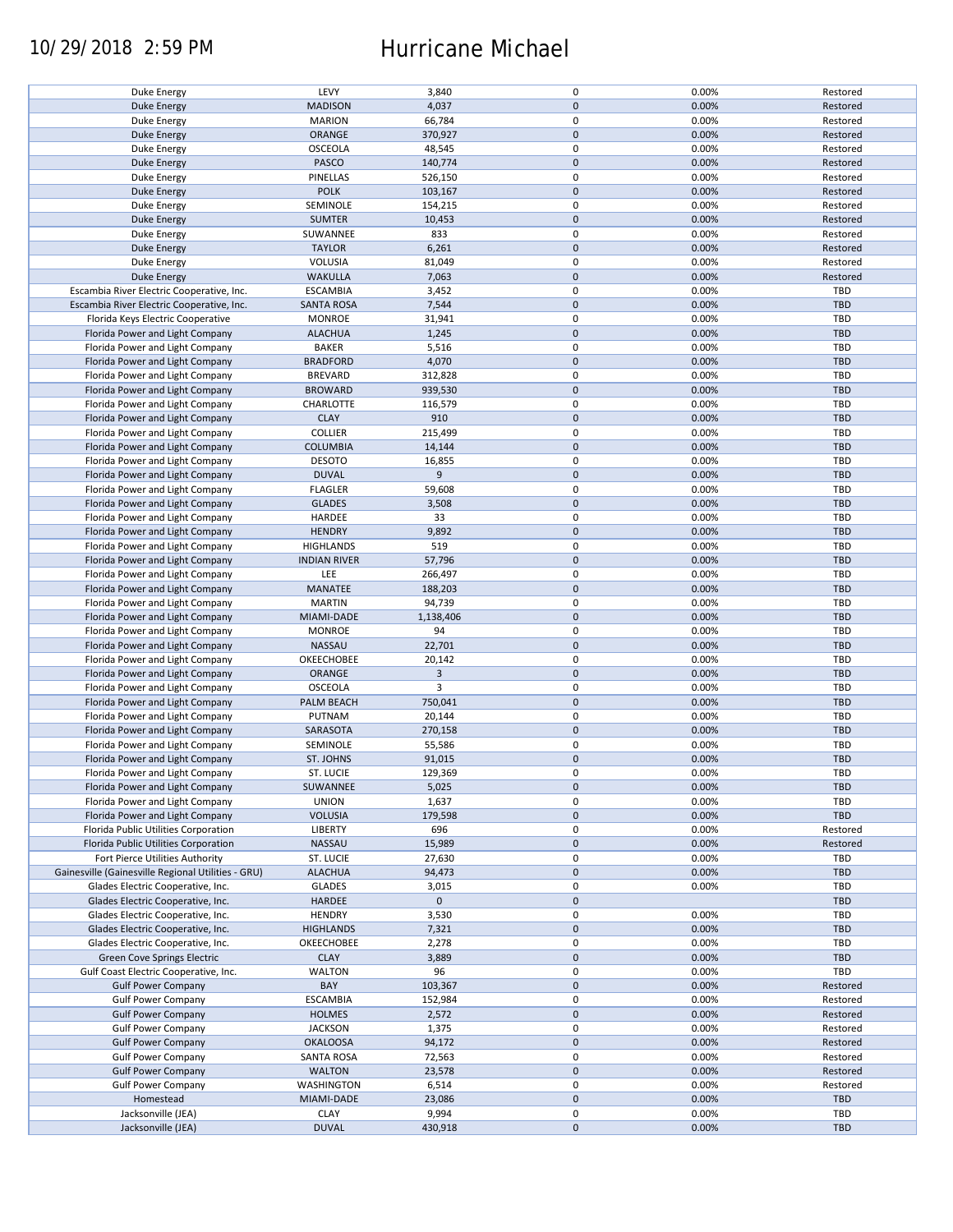| Duke Energy | LEVY | 3,840 | 0 | 0.00% | Restored |
|---|---|---|---|---|---|
| Duke Energy | MADISON | 4,037 | 0 | 0.00% | Restored |
| Duke Energy | MARION | 66,784 | 0 | 0.00% | Restored |
| Duke Energy | ORANGE | 370,927 | 0 | 0.00% | Restored |
| Duke Energy | OSCEOLA | 48,545 | 0 | 0.00% | Restored |
| Duke Energy | PASCO | 140,774 | 0 | 0.00% | Restored |
| Duke Energy | PINELLAS | 526,150 | 0 | 0.00% | Restored |
| Duke Energy | POLK | 103,167 | 0 | 0.00% | Restored |
| Duke Energy | SEMINOLE | 154,215 | 0 | 0.00% | Restored |
| Duke Energy | SUMTER | 10,453 | 0 | 0.00% | Restored |
| Duke Energy | SUWANNEE | 833 | 0 | 0.00% | Restored |
| Duke Energy | TAYLOR | 6,261 | 0 | 0.00% | Restored |
| Duke Energy | VOLUSIA | 81,049 | 0 | 0.00% | Restored |
| Duke Energy | WAKULLA | 7,063 | 0 | 0.00% | Restored |
| Escambia River Electric Cooperative, Inc. | ESCAMBIA | 3,452 | 0 | 0.00% | TBD |
| Escambia River Electric Cooperative, Inc. | SANTA ROSA | 7,544 | 0 | 0.00% | TBD |
| Florida Keys Electric Cooperative | MONROE | 31,941 | 0 | 0.00% | TBD |
| Florida Power and Light Company | ALACHUA | 1,245 | 0 | 0.00% | TBD |
| Florida Power and Light Company | BAKER | 5,516 | 0 | 0.00% | TBD |
| Florida Power and Light Company | BRADFORD | 4,070 | 0 | 0.00% | TBD |
| Florida Power and Light Company | BREVARD | 312,828 | 0 | 0.00% | TBD |
| Florida Power and Light Company | BROWARD | 939,530 | 0 | 0.00% | TBD |
| Florida Power and Light Company | CHARLOTTE | 116,579 | 0 | 0.00% | TBD |
| Florida Power and Light Company | CLAY | 910 | 0 | 0.00% | TBD |
| Florida Power and Light Company | COLLIER | 215,499 | 0 | 0.00% | TBD |
| Florida Power and Light Company | COLUMBIA | 14,144 | 0 | 0.00% | TBD |
| Florida Power and Light Company | DESOTO | 16,855 | 0 | 0.00% | TBD |
| Florida Power and Light Company | DUVAL | 9 | 0 | 0.00% | TBD |
| Florida Power and Light Company | FLAGLER | 59,608 | 0 | 0.00% | TBD |
| Florida Power and Light Company | GLADES | 3,508 | 0 | 0.00% | TBD |
| Florida Power and Light Company | HARDEE | 33 | 0 | 0.00% | TBD |
| Florida Power and Light Company | HENDRY | 9,892 | 0 | 0.00% | TBD |
| Florida Power and Light Company | HIGHLANDS | 519 | 0 | 0.00% | TBD |
| Florida Power and Light Company | INDIAN RIVER | 57,796 | 0 | 0.00% | TBD |
| Florida Power and Light Company | LEE | 266,497 | 0 | 0.00% | TBD |
| Florida Power and Light Company | MANATEE | 188,203 | 0 | 0.00% | TBD |
| Florida Power and Light Company | MARTIN | 94,739 | 0 | 0.00% | TBD |
| Florida Power and Light Company | MIAMI-DADE | 1,138,406 | 0 | 0.00% | TBD |
| Florida Power and Light Company | MONROE | 94 | 0 | 0.00% | TBD |
| Florida Power and Light Company | NASSAU | 22,701 | 0 | 0.00% | TBD |
| Florida Power and Light Company | OKEECHOBEE | 20,142 | 0 | 0.00% | TBD |
| Florida Power and Light Company | ORANGE | 3 | 0 | 0.00% | TBD |
| Florida Power and Light Company | OSCEOLA | 3 | 0 | 0.00% | TBD |
| Florida Power and Light Company | PALM BEACH | 750,041 | 0 | 0.00% | TBD |
| Florida Power and Light Company | PUTNAM | 20,144 | 0 | 0.00% | TBD |
| Florida Power and Light Company | SARASOTA | 270,158 | 0 | 0.00% | TBD |
| Florida Power and Light Company | SEMINOLE | 55,586 | 0 | 0.00% | TBD |
| Florida Power and Light Company | ST. JOHNS | 91,015 | 0 | 0.00% | TBD |
| Florida Power and Light Company | ST. LUCIE | 129,369 | 0 | 0.00% | TBD |
| Florida Power and Light Company | SUWANNEE | 5,025 | 0 | 0.00% | TBD |
| Florida Power and Light Company | UNION | 1,637 | 0 | 0.00% | TBD |
| Florida Power and Light Company | VOLUSIA | 179,598 | 0 | 0.00% | TBD |
| Florida Public Utilities Corporation | LIBERTY | 696 | 0 | 0.00% | Restored |
| Florida Public Utilities Corporation | NASSAU | 15,989 | 0 | 0.00% | Restored |
| Fort Pierce Utilities Authority | ST. LUCIE | 27,630 | 0 | 0.00% | TBD |
| Gainesville (Gainesville Regional Utilities - GRU) | ALACHUA | 94,473 | 0 | 0.00% | TBD |
| Glades Electric Cooperative, Inc. | GLADES | 3,015 | 0 | 0.00% | TBD |
| Glades Electric Cooperative, Inc. | HARDEE | 0 | 0 | | TBD |
| Glades Electric Cooperative, Inc. | HENDRY | 3,530 | 0 | 0.00% | TBD |
| Glades Electric Cooperative, Inc. | HIGHLANDS | 7,321 | 0 | 0.00% | TBD |
| Glades Electric Cooperative, Inc. | OKEECHOBEE | 2,278 | 0 | 0.00% | TBD |
| Green Cove Springs Electric | CLAY | 3,889 | 0 | 0.00% | TBD |
| Gulf Coast Electric Cooperative, Inc. | WALTON | 96 | 0 | 0.00% | TBD |
| Gulf Power Company | BAY | 103,367 | 0 | 0.00% | Restored |
| Gulf Power Company | ESCAMBIA | 152,984 | 0 | 0.00% | Restored |
| Gulf Power Company | HOLMES | 2,572 | 0 | 0.00% | Restored |
| Gulf Power Company | JACKSON | 1,375 | 0 | 0.00% | Restored |
| Gulf Power Company | OKALOOSA | 94,172 | 0 | 0.00% | Restored |
| Gulf Power Company | SANTA ROSA | 72,563 | 0 | 0.00% | Restored |
| Gulf Power Company | WALTON | 23,578 | 0 | 0.00% | Restored |
| Gulf Power Company | WASHINGTON | 6,514 | 0 | 0.00% | Restored |
| Homestead | MIAMI-DADE | 23,086 | 0 | 0.00% | TBD |
| Jacksonville (JEA) | CLAY | 9,994 | 0 | 0.00% | TBD |
| Jacksonville (JEA) | DUVAL | 430,918 | 0 | 0.00% | TBD |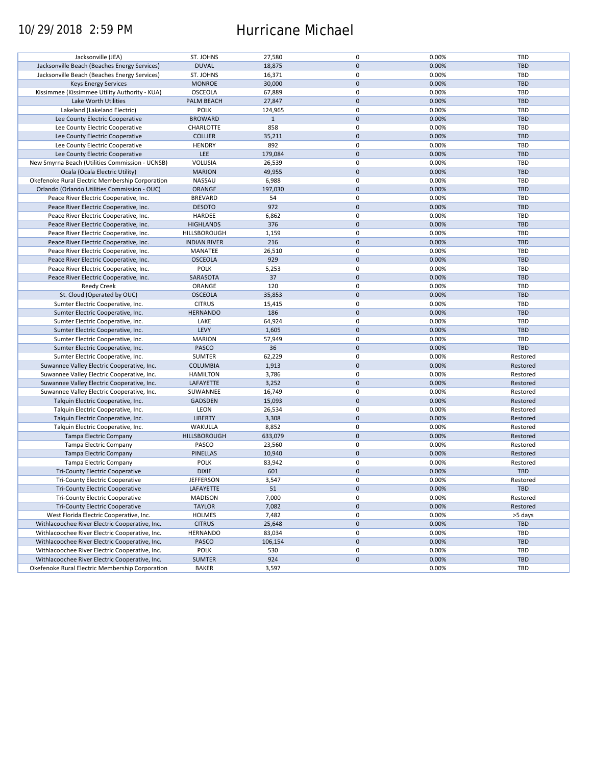# 10/29/2018 2:59 PM Hurricane Michael

| | | | | | |
|---|---|---|---|---|---|
| Jacksonville (JEA) | ST. JOHNS | 27,580 | 0 | 0.00% | TBD |
| Jacksonville Beach (Beaches Energy Services) | DUVAL | 18,875 | 0 | 0.00% | TBD |
| Jacksonville Beach (Beaches Energy Services) | ST. JOHNS | 16,371 | 0 | 0.00% | TBD |
| Keys Energy Services | MONROE | 30,000 | 0 | 0.00% | TBD |
| Kissimmee (Kissimmee Utility Authority - KUA) | OSCEOLA | 67,889 | 0 | 0.00% | TBD |
| Lake Worth Utilities | PALM BEACH | 27,847 | 0 | 0.00% | TBD |
| Lakeland (Lakeland Electric) | POLK | 124,965 | 0 | 0.00% | TBD |
| Lee County Electric Cooperative | BROWARD | 1 | 0 | 0.00% | TBD |
| Lee County Electric Cooperative | CHARLOTTE | 858 | 0 | 0.00% | TBD |
| Lee County Electric Cooperative | COLLIER | 35,211 | 0 | 0.00% | TBD |
| Lee County Electric Cooperative | HENDRY | 892 | 0 | 0.00% | TBD |
| Lee County Electric Cooperative | LEE | 179,084 | 0 | 0.00% | TBD |
| New Smyrna Beach (Utilities Commission - UCNSB) | VOLUSIA | 26,539 | 0 | 0.00% | TBD |
| Ocala (Ocala Electric Utility) | MARION | 49,955 | 0 | 0.00% | TBD |
| Okefenoke Rural Electric Membership Corporation | NASSAU | 6,988 | 0 | 0.00% | TBD |
| Orlando (Orlando Utilities Commission - OUC) | ORANGE | 197,030 | 0 | 0.00% | TBD |
| Peace River Electric Cooperative, Inc. | BREVARD | 54 | 0 | 0.00% | TBD |
| Peace River Electric Cooperative, Inc. | DESOTO | 972 | 0 | 0.00% | TBD |
| Peace River Electric Cooperative, Inc. | HARDEE | 6,862 | 0 | 0.00% | TBD |
| Peace River Electric Cooperative, Inc. | HIGHLANDS | 376 | 0 | 0.00% | TBD |
| Peace River Electric Cooperative, Inc. | HILLSBOROUGH | 1,159 | 0 | 0.00% | TBD |
| Peace River Electric Cooperative, Inc. | INDIAN RIVER | 216 | 0 | 0.00% | TBD |
| Peace River Electric Cooperative, Inc. | MANATEE | 26,510 | 0 | 0.00% | TBD |
| Peace River Electric Cooperative, Inc. | OSCEOLA | 929 | 0 | 0.00% | TBD |
| Peace River Electric Cooperative, Inc. | POLK | 5,253 | 0 | 0.00% | TBD |
| Peace River Electric Cooperative, Inc. | SARASOTA | 37 | 0 | 0.00% | TBD |
| Reedy Creek | ORANGE | 120 | 0 | 0.00% | TBD |
| St. Cloud (Operated by OUC) | OSCEOLA | 35,853 | 0 | 0.00% | TBD |
| Sumter Electric Cooperative, Inc. | CITRUS | 15,415 | 0 | 0.00% | TBD |
| Sumter Electric Cooperative, Inc. | HERNANDO | 186 | 0 | 0.00% | TBD |
| Sumter Electric Cooperative, Inc. | LAKE | 64,924 | 0 | 0.00% | TBD |
| Sumter Electric Cooperative, Inc. | LEVY | 1,605 | 0 | 0.00% | TBD |
| Sumter Electric Cooperative, Inc. | MARION | 57,949 | 0 | 0.00% | TBD |
| Sumter Electric Cooperative, Inc. | PASCO | 36 | 0 | 0.00% | TBD |
| Sumter Electric Cooperative, Inc. | SUMTER | 62,229 | 0 | 0.00% | Restored |
| Suwannee Valley Electric Cooperative, Inc. | COLUMBIA | 1,913 | 0 | 0.00% | Restored |
| Suwannee Valley Electric Cooperative, Inc. | HAMILTON | 3,786 | 0 | 0.00% | Restored |
| Suwannee Valley Electric Cooperative, Inc. | LAFAYETTE | 3,252 | 0 | 0.00% | Restored |
| Suwannee Valley Electric Cooperative, Inc. | SUWANNEE | 16,749 | 0 | 0.00% | Restored |
| Talquin Electric Cooperative, Inc. | GADSDEN | 15,093 | 0 | 0.00% | Restored |
| Talquin Electric Cooperative, Inc. | LEON | 26,534 | 0 | 0.00% | Restored |
| Talquin Electric Cooperative, Inc. | LIBERTY | 3,308 | 0 | 0.00% | Restored |
| Talquin Electric Cooperative, Inc. | WAKULLA | 8,852 | 0 | 0.00% | Restored |
| Tampa Electric Company | HILLSBOROUGH | 633,079 | 0 | 0.00% | Restored |
| Tampa Electric Company | PASCO | 23,560 | 0 | 0.00% | Restored |
| Tampa Electric Company | PINELLAS | 10,940 | 0 | 0.00% | Restored |
| Tampa Electric Company | POLK | 83,942 | 0 | 0.00% | Restored |
| Tri-County Electric Cooperative | DIXIE | 601 | 0 | 0.00% | TBD |
| Tri-County Electric Cooperative | JEFFERSON | 3,547 | 0 | 0.00% | Restored |
| Tri-County Electric Cooperative | LAFAYETTE | 51 | 0 | 0.00% | TBD |
| Tri-County Electric Cooperative | MADISON | 7,000 | 0 | 0.00% | Restored |
| Tri-County Electric Cooperative | TAYLOR | 7,082 | 0 | 0.00% | Restored |
| West Florida Electric Cooperative, Inc. | HOLMES | 7,482 | 0 | 0.00% | >5 days |
| Withlacoochee River Electric Cooperative, Inc. | CITRUS | 25,648 | 0 | 0.00% | TBD |
| Withlacoochee River Electric Cooperative, Inc. | HERNANDO | 83,034 | 0 | 0.00% | TBD |
| Withlacoochee River Electric Cooperative, Inc. | PASCO | 106,154 | 0 | 0.00% | TBD |
| Withlacoochee River Electric Cooperative, Inc. | POLK | 530 | 0 | 0.00% | TBD |
| Withlacoochee River Electric Cooperative, Inc. | SUMTER | 924 | 0 | 0.00% | TBD |
| Okefenoke Rural Electric Membership Corporation | BAKER | 3,597 | | 0.00% | TBD |